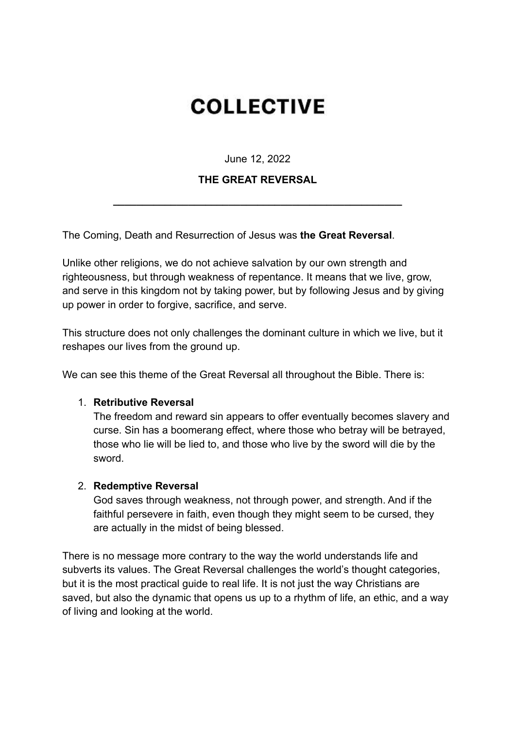# COLLECTIVE

June 12, 2022

**THE GREAT REVERSAL**

---

The Coming, Death and Resurrection of Jesus was **the Great Reversal**.

Unlike other religions, we do not achieve salvation by our own strength and righteousness, but through weakness of repentance. It means that we live, grow, and serve in this kingdom not by taking power, but by following Jesus and by giving up power in order to forgive, sacrifice, and serve.

This structure does not only challenges the dominant culture in which we live, but it reshapes our lives from the ground up.

We can see this theme of the Great Reversal all throughout the Bible. There is:

1. **Retributive Reversal**
   The freedom and reward sin appears to offer eventually becomes slavery and curse. Sin has a boomerang effect, where those who betray will be betrayed, those who lie will be lied to, and those who live by the sword will die by the sword.

2. **Redemptive Reversal**
   God saves through weakness, not through power, and strength. And if the faithful persevere in faith, even though they might seem to be cursed, they are actually in the midst of being blessed.

There is no message more contrary to the way the world understands life and subverts its values. The Great Reversal challenges the world's thought categories, but it is the most practical guide to real life. It is not just the way Christians are saved, but also the dynamic that opens us up to a rhythm of life, an ethic, and a way of living and looking at the world.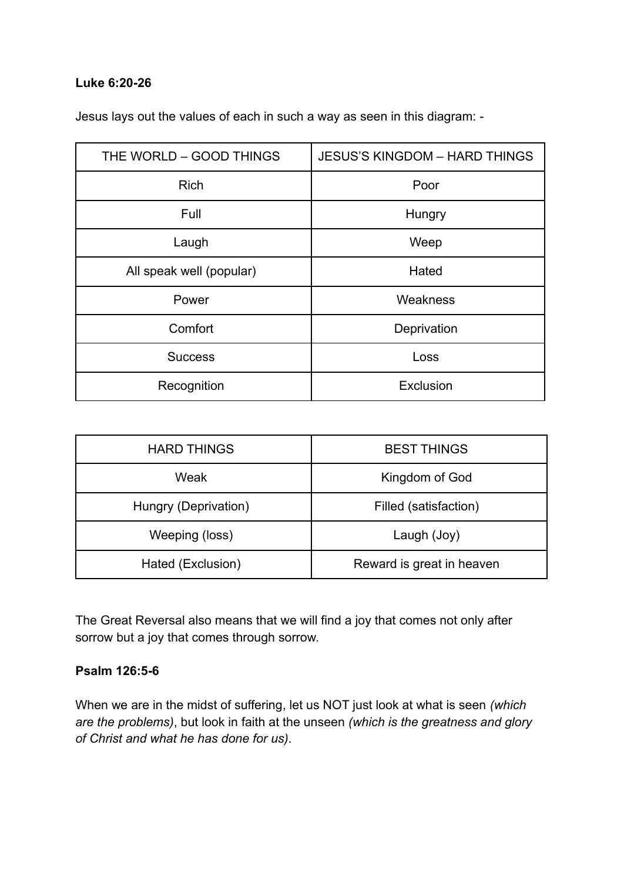**Luke 6:20-26**

Jesus lays out the values of each in such a way as seen in this diagram: -

| THE WORLD – GOOD THINGS | JESUS'S KINGDOM – HARD THINGS |
|---|---|
| Rich | Poor |
| Full | Hungry |
| Laugh | Weep |
| All speak well (popular) | Hated |
| Power | Weakness |
| Comfort | Deprivation |
| Success | Loss |
| Recognition | Exclusion |

| HARD THINGS | BEST THINGS |
|---|---|
| Weak | Kingdom of God |
| Hungry (Deprivation) | Filled (satisfaction) |
| Weeping (loss) | Laugh (Joy) |
| Hated (Exclusion) | Reward is great in heaven |

The Great Reversal also means that we will find a joy that comes not only after sorrow but a joy that comes through sorrow.

**Psalm 126:5-6**

When we are in the midst of suffering, let us NOT just look at what is seen *(which are the problems)*, but look in faith at the unseen *(which is the greatness and glory of Christ and what he has done for us)*.